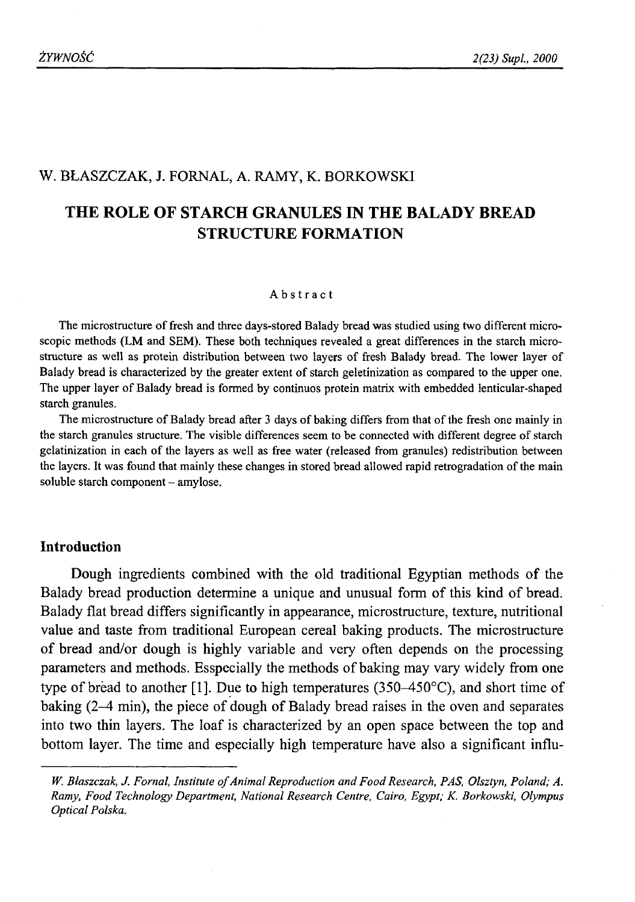W. BŁASZCZAK, J. FORNAL, A. RAMY, K. BORKOWSKI

# THE ROLE OF STARCH GRANULES IN THE BALADY BREAD STRUCTURE FORMATION

**Abstract**

The microstructure of fresh and three days-stored Balady bread was studied using two different microscopic methods (LM and SEM). These both techniques revealed a great differences in the starch microstructure as well as protein distribution between two layers of fresh Balady bread. The lower layer of Balady bread is characterized by the greater extent of starch geletinization as compared to the upper one. The upper layer of Balady bread is formed by continuos protein matrix with embedded lenticular-shaped starch granules.

The microstructure of Balady bread after 3 days of baking differs from that of the fresh one mainly in the starch granules structure. The visible differences seem to be connected with different degree of starch gelatinization in each of the layers as well as free water (released from granules) redistribution between the layers. It was found that mainly these changes in stored bread allowed rapid retrogradation of the main soluble starch component – amylose.

## Introduction

Dough ingredients combined with the old traditional Egyptian methods of the Balady bread production determine a unique and unusual form of this kind of bread. Balady flat bread differs significantly in appearance, microstructure, texture, nutritional value and taste from traditional European cereal baking products. The microstructure of bread and/or dough is highly variable and very often depends on the processing parameters and methods. Esspecially the methods of baking may vary widely from one type of bread to another [1]. Due to high temperatures (350–450°C), and short time of baking (2–4 min), the piece of dough of Balady bread raises in the oven and separates into two thin layers. The loaf is characterized by an open space between the top and bottom layer. The time and especially high temperature have also a significant influ-

---

*W. Błaszczak, J. Fornal, Institute of Animal Reproduction and Food Research, PAS, Olsztyn, Poland; A. Ramy, Food Technology Department, National Research Centre, Cairo, Egypt; K. Borkowski, Olympus Optical Polska.*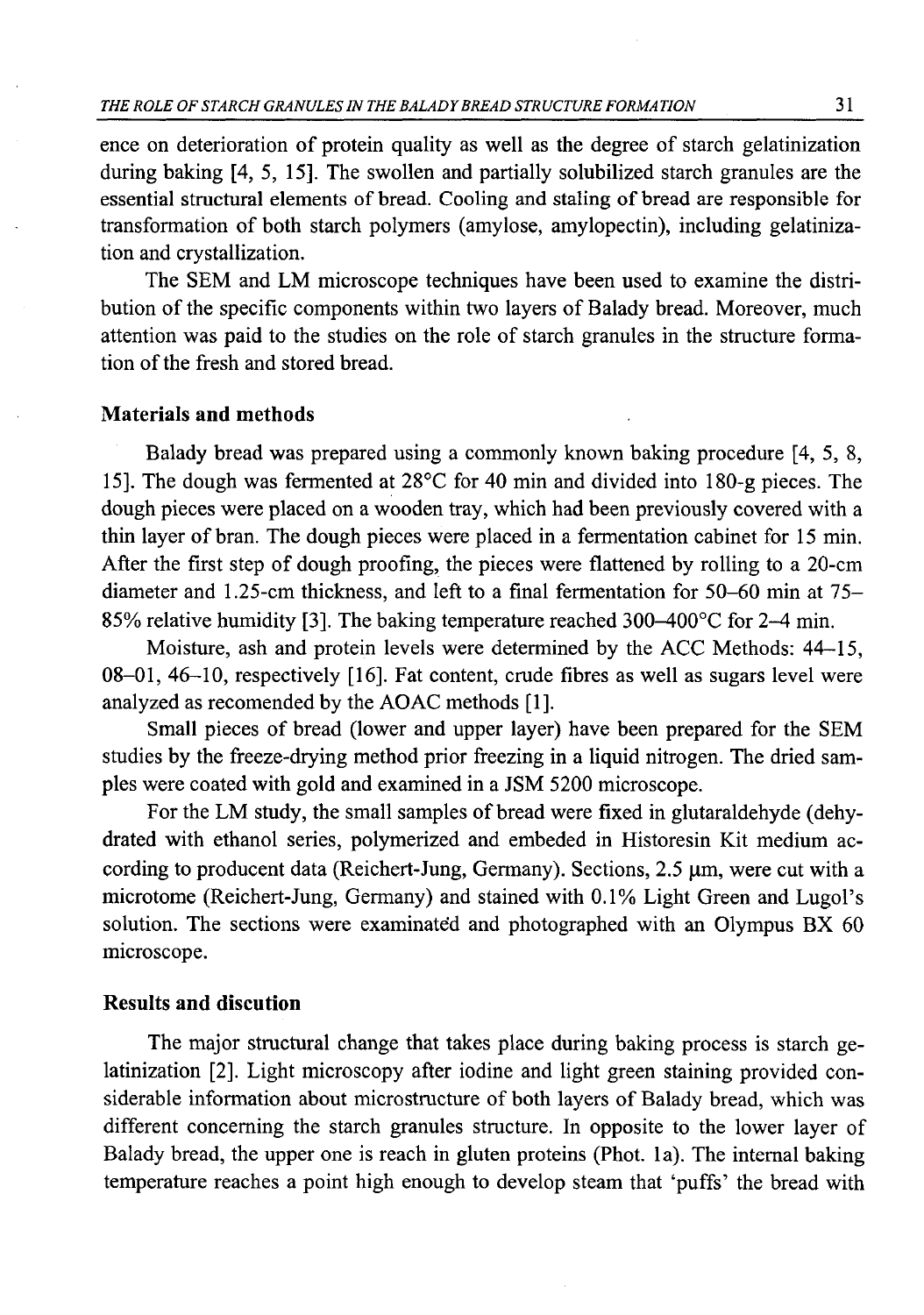ence on deterioration of protein quality as well as the degree of starch gelatinization during baking [4, 5, 15]. The swollen and partially solubilized starch granules are the essential structural elements of bread. Cooling and staling of bread are responsible for transformation of both starch polymers (amylose, amylopectin), including gelatinization and crystallization.

The SEM and LM microscope techniques have been used to examine the distribution of the specific components within two layers of Balady bread. Moreover, much attention was paid to the studies on the role of starch granules in the structure formation of the fresh and stored bread.

## Materials and methods

Balady bread was prepared using a commonly known baking procedure [4, 5, 8, 15]. The dough was fermented at 28°C for 40 min and divided into 180-g pieces. The dough pieces were placed on a wooden tray, which had been previously covered with a thin layer of bran. The dough pieces were placed in a fermentation cabinet for 15 min. After the first step of dough proofing, the pieces were flattened by rolling to a 20-cm diameter and 1.25-cm thickness, and left to a final fermentation for 50–60 min at 75–85% relative humidity [3]. The baking temperature reached 300–400°C for 2–4 min.

Moisture, ash and protein levels were determined by the ACC Methods: 44–15, 08–01, 46–10, respectively [16]. Fat content, crude fibres as well as sugars level were analyzed as recomended by the AOAC methods [1].

Small pieces of bread (lower and upper layer) have been prepared for the SEM studies by the freeze-drying method prior freezing in a liquid nitrogen. The dried samples were coated with gold and examined in a JSM 5200 microscope.

For the LM study, the small samples of bread were fixed in glutaraldehyde (dehydrated with ethanol series, polymerized and embeded in Historesin Kit medium according to producent data (Reichert-Jung, Germany). Sections, 2.5 μm, were cut with a microtome (Reichert-Jung, Germany) and stained with 0.1% Light Green and Lugol's solution. The sections were examinated and photographed with an Olympus BX 60 microscope.

## Results and discution

The major structural change that takes place during baking process is starch gelatinization [2]. Light microscopy after iodine and light green staining provided considerable information about microstructure of both layers of Balady bread, which was different concerning the starch granules structure. In opposite to the lower layer of Balady bread, the upper one is reach in gluten proteins (Phot. 1a). The internal baking temperature reaches a point high enough to develop steam that 'puffs' the bread with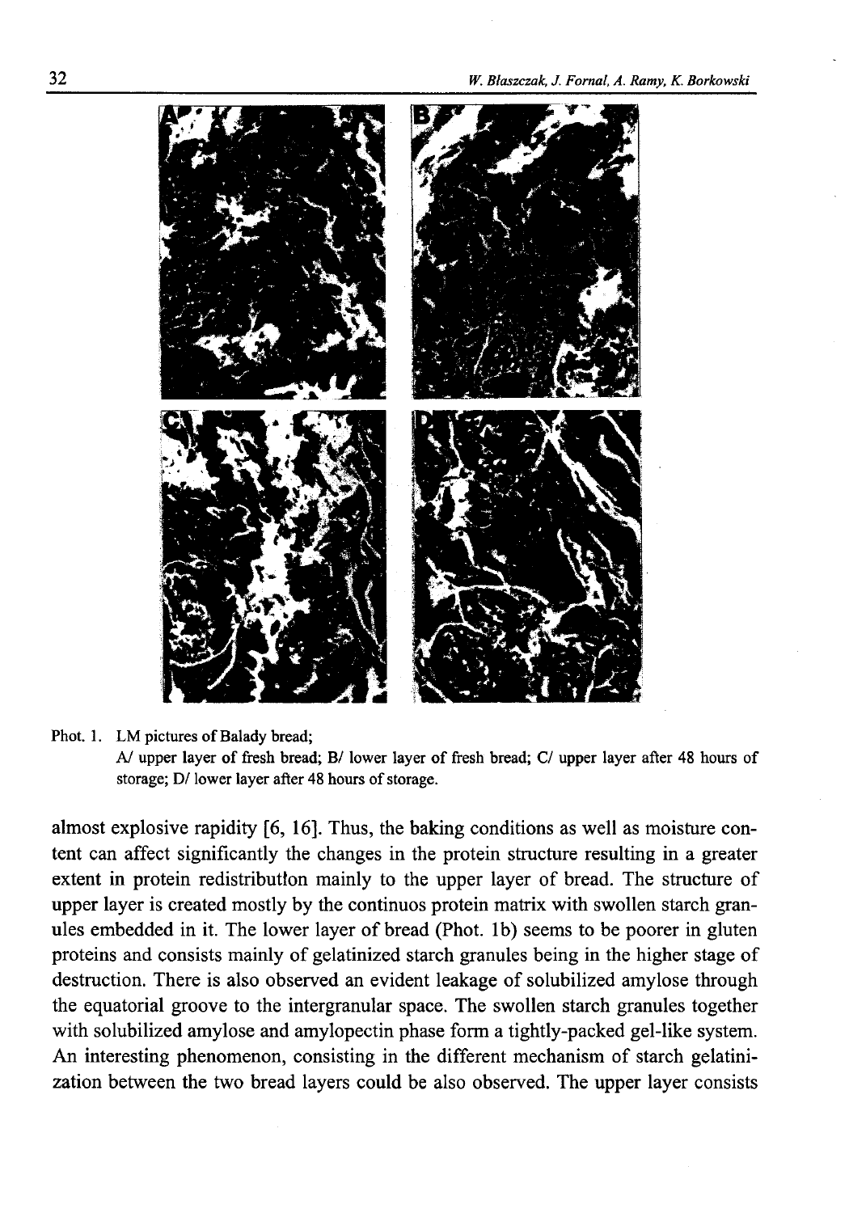Phot. 1. LM pictures of Balady bread;
A/ upper layer of fresh bread; B/ lower layer of fresh bread; C/ upper layer after 48 hours of storage; D/ lower layer after 48 hours of storage.

almost explosive rapidity [6, 16]. Thus, the baking conditions as well as moisture content can affect significantly the changes in the protein structure resulting in a greater extent in protein redistributlon mainly to the upper layer of bread. The structure of upper layer is created mostly by the continuos protein matrix with swollen starch granules embedded in it. The lower layer of bread (Phot. 1b) seems to be poorer in gluten proteins and consists mainly of gelatinized starch granules being in the higher stage of destruction. There is also observed an evident leakage of solubilized amylose through the equatorial groove to the intergranular space. The swollen starch granules together with solubilized amylose and amylopectin phase form a tightly-packed gel-like system. An interesting phenomenon, consisting in the different mechanism of starch gelatinization between the two bread layers could be also observed. The upper layer consists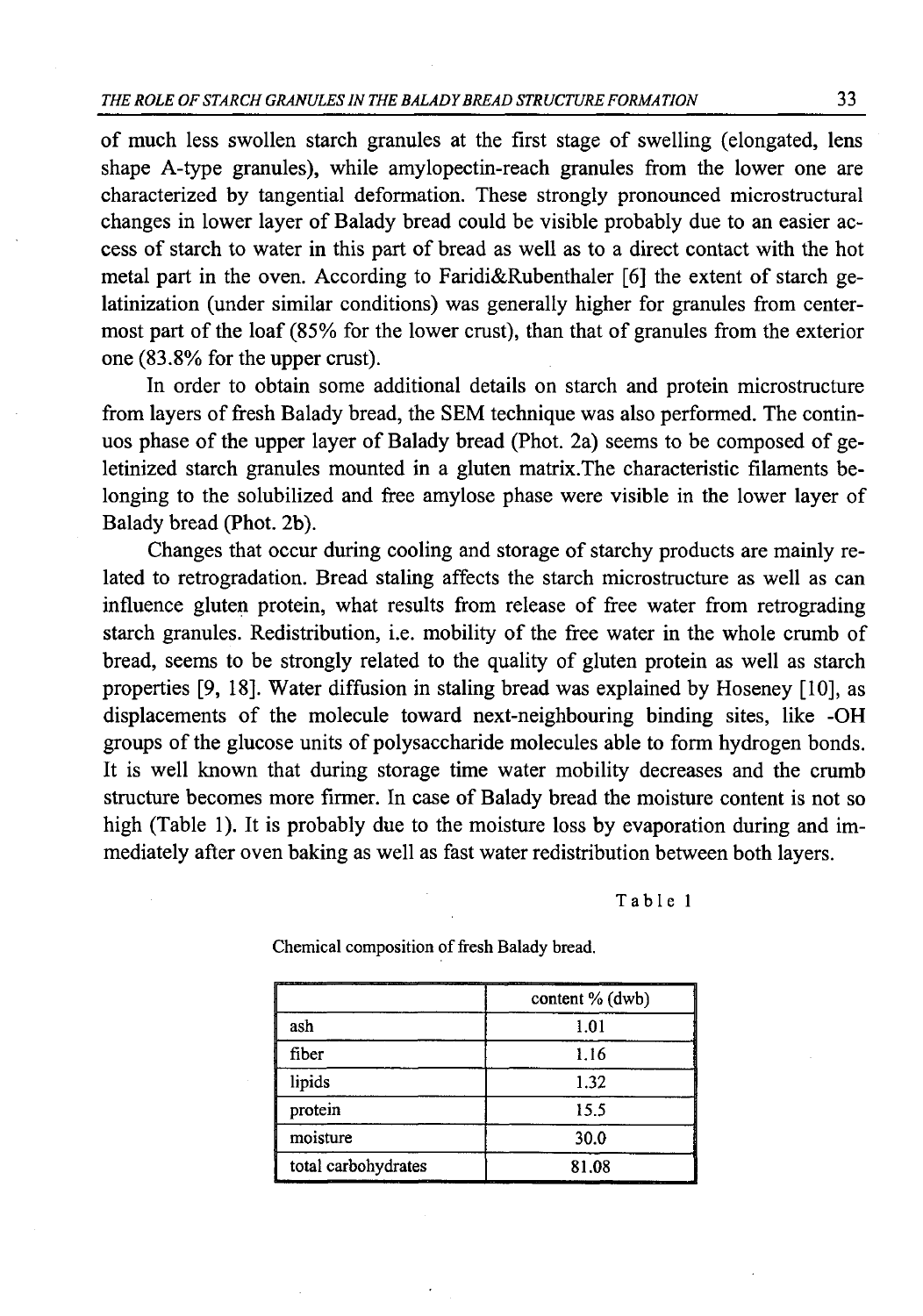of much less swollen starch granules at the first stage of swelling (elongated, lens shape A-type granules), while amylopectin-reach granules from the lower one are characterized by tangential deformation. These strongly pronounced microstructural changes in lower layer of Balady bread could be visible probably due to an easier access of starch to water in this part of bread as well as to a direct contact with the hot metal part in the oven. According to Faridi&Rubenthaler [6] the extent of starch gelatinization (under similar conditions) was generally higher for granules from centermost part of the loaf (85% for the lower crust), than that of granules from the exterior one (83.8% for the upper crust).

In order to obtain some additional details on starch and protein microstructure from layers of fresh Balady bread, the SEM technique was also performed. The continuos phase of the upper layer of Balady bread (Phot. 2a) seems to be composed of geletinized starch granules mounted in a gluten matrix.The characteristic filaments belonging to the solubilized and free amylose phase were visible in the lower layer of Balady bread (Phot. 2b).

Changes that occur during cooling and storage of starchy products are mainly related to retrogradation. Bread staling affects the starch microstructure as well as can influence gluten protein, what results from release of free water from retrograding starch granules. Redistribution, i.e. mobility of the free water in the whole crumb of bread, seems to be strongly related to the quality of gluten protein as well as starch properties [9, 18]. Water diffusion in staling bread was explained by Hoseney [10], as displacements of the molecule toward next-neighbouring binding sites, like -OH groups of the glucose units of polysaccharide molecules able to form hydrogen bonds. It is well known that during storage time water mobility decreases and the crumb structure becomes more firmer. In case of Balady bread the moisture content is not so high (Table 1). It is probably due to the moisture loss by evaporation during and immediately after oven baking as well as fast water redistribution between both layers.

Table 1

Chemical composition of fresh Balady bread.

| | content % (dwb) |
|---|---|
| ash | 1.01 |
| fiber | 1.16 |
| lipids | 1.32 |
| protein | 15.5 |
| moisture | 30.0 |
| total carbohydrates | 81.08 |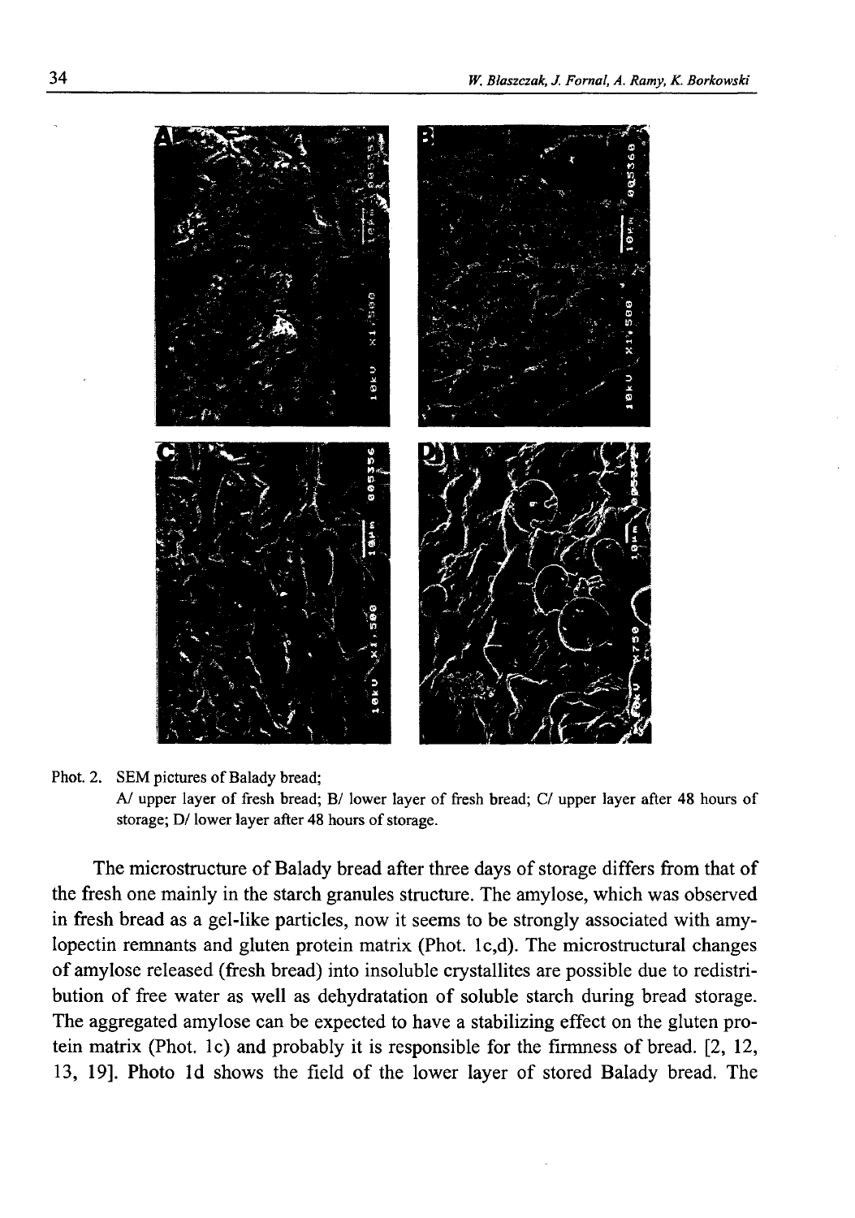Phot. 2. SEM pictures of Balady bread;
A/ upper layer of fresh bread; B/ lower layer of fresh bread; C/ upper layer after 48 hours of storage; D/ lower layer after 48 hours of storage.

The microstructure of Balady bread after three days of storage differs from that of the fresh one mainly in the starch granules structure. The amylose, which was observed in fresh bread as a gel-like particles, now it seems to be strongly associated with amylopectin remnants and gluten protein matrix (Phot. 1c,d). The microstructural changes of amylose released (fresh bread) into insoluble crystallites are possible due to redistribution of free water as well as dehydratation of soluble starch during bread storage. The aggregated amylose can be expected to have a stabilizing effect on the gluten protein matrix (Phot. 1c) and probably it is responsible for the firmness of bread. [2, 12, 13, 19]. Photo 1d shows the field of the lower layer of stored Balady bread. The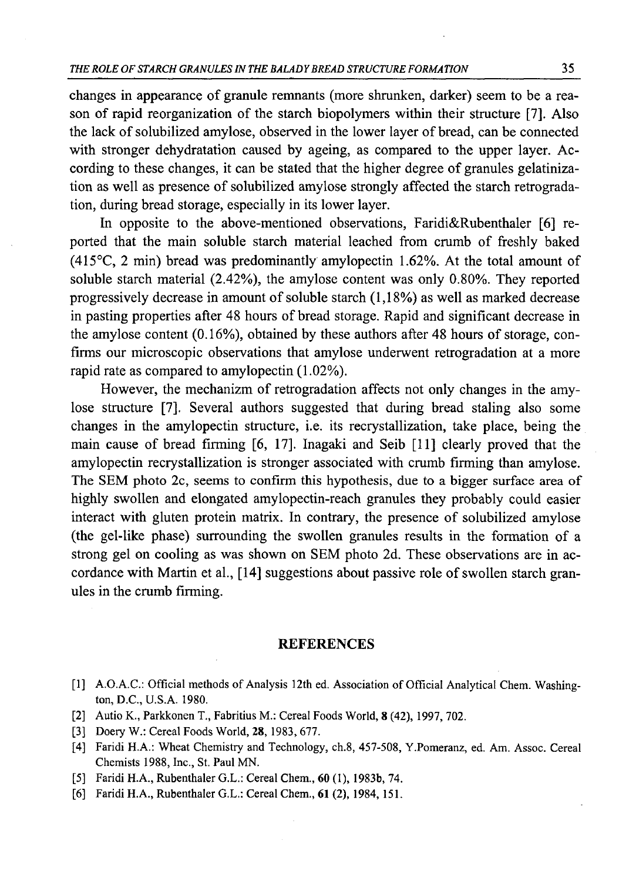changes in appearance of granule remnants (more shrunken, darker) seem to be a reason of rapid reorganization of the starch biopolymers within their structure [7]. Also the lack of solubilized amylose, observed in the lower layer of bread, can be connected with stronger dehydratation caused by ageing, as compared to the upper layer. According to these changes, it can be stated that the higher degree of granules gelatinization as well as presence of solubilized amylose strongly affected the starch retrogradation, during bread storage, especially in its lower layer.

In opposite to the above-mentioned observations, Faridi&Rubenthaler [6] reported that the main soluble starch material leached from crumb of freshly baked (415°C, 2 min) bread was predominantly amylopectin 1.62%. At the total amount of soluble starch material (2.42%), the amylose content was only 0.80%. They reported progressively decrease in amount of soluble starch (1,18%) as well as marked decrease in pasting properties after 48 hours of bread storage. Rapid and significant decrease in the amylose content (0.16%), obtained by these authors after 48 hours of storage, confirms our microscopic observations that amylose underwent retrogradation at a more rapid rate as compared to amylopectin (1.02%).

However, the mechanizm of retrogradation affects not only changes in the amylose structure [7]. Several authors suggested that during bread staling also some changes in the amylopectin structure, i.e. its recrystallization, take place, being the main cause of bread firming [6, 17]. Inagaki and Seib [11] clearly proved that the amylopectin recrystallization is stronger associated with crumb firming than amylose. The SEM photo 2c, seems to confirm this hypothesis, due to a bigger surface area of highly swollen and elongated amylopectin-reach granules they probably could easier interact with gluten protein matrix. In contrary, the presence of solubilized amylose (the gel-like phase) surrounding the swollen granules results in the formation of a strong gel on cooling as was shown on SEM photo 2d. These observations are in accordance with Martin et al., [14] suggestions about passive role of swollen starch granules in the crumb firming.

## REFERENCES

[1] A.O.A.C.: Official methods of Analysis 12th ed. Association of Official Analytical Chem. Washington, D.C., U.S.A. 1980.

[2] Autio K., Parkkonen T., Fabritius M.: Cereal Foods World, **8** (42), 1997, 702.

[3] Doery W.: Cereal Foods World, **28**, 1983, 677.

[4] Faridi H.A.: Wheat Chemistry and Technology, ch.8, 457-508, Y.Pomeranz, ed. Am. Assoc. Cereal Chemists 1988, Inc., St. Paul MN.

[5] Faridi H.A., Rubenthaler G.L.: Cereal Chem., **60** (1), 1983b, 74.

[6] Faridi H.A., Rubenthaler G.L.: Cereal Chem., **61** (2), 1984, 151.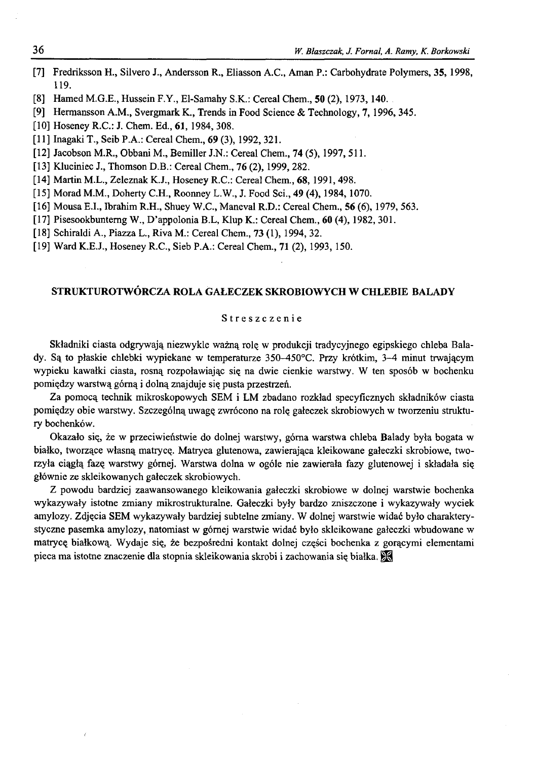[7] Fredriksson H., Silvero J., Andersson R., Eliasson A.C., Aman P.: Carbohydrate Polymers, **35**, 1998, 119.

[8] Hamed M.G.E., Hussein F.Y., El-Samahy S.K.: Cereal Chem., **50** (2), 1973, 140.

[9] Hermansson A.M., Svergmark K., Trends in Food Science & Technology, **7**, 1996, 345.

[10] Hoseney R.C.: J. Chem. Ed., **61**, 1984, 308.

[11] Inagaki T., Seib P.A.: Cereal Chem., **69** (3), 1992, 321.

[12] Jacobson M.R., Obbani M., Bemiller J.N.: Cereal Chem., **74** (5), 1997, 511.

[13] Kluciniec J., Thomson D.B.: Cereal Chem., **76** (2), 1999, 282.

[14] Martin M.L., Zeleznak K.J., Hoseney R.C.: Cereal Chem., **68**, 1991, 498.

[15] Morad M.M., Doherty C.H., Roonney L.W., J. Food Sci., **49** (4), 1984, 1070.

[16] Mousa E.I., Ibrahim R.H., Shuey W.C., Maneval R.D.: Cereal Chem., **56** (6), 1979, 563.

[17] Pisesookbunterng W., D'appolonia B.L, Klup K.: Cereal Chem., **60** (4), 1982, 301.

[18] Schiraldi A., Piazza L., Riva M.: Cereal Chem., **73** (1), 1994, 32.

[19] Ward K.E.J., Hoseney R.C., Sieb P.A.: Cereal Chem., **71** (2), 1993, 150.

## STRUKTUROTWÓRCZA ROLA GAŁECZEK SKROBIOWYCH W CHLEBIE BALADY

### Streszczenie

Składniki ciasta odgrywają niezwykle ważną rolę w produkcji tradycyjnego egipskiego chleba Balady. Są to płaskie chlebki wypiekane w temperaturze 350–450°C. Przy krótkim, 3–4 minut trwającym wypieku kawałki ciasta, rosną rozpoławiając się na dwie cienkie warstwy. W ten sposób w bochenku pomiędzy warstwą górną i dolną znajduje się pusta przestrzeń.

Za pomocą technik mikroskopowych SEM i LM zbadano rozkład specyficznych składników ciasta pomiędzy obie warstwy. Szczególną uwagę zwrócono na rolę gałeczek skrobiowych w tworzeniu struktury bochenków.

Okazało się, że w przeciwieństwie do dolnej warstwy, górna warstwa chleba Balady była bogata w białko, tworzące własną matrycę. Matryca glutenowa, zawierająca kleikowane gałeczki skrobiowe, tworzyła ciągłą fazę warstwy górnej. Warstwa dolna w ogóle nie zawierała fazy glutenowej i składała się głównie ze skleikowanych gałeczek skrobiowych.

Z powodu bardziej zaawansowanego kleikowania gałeczki skrobiowe w dolnej warstwie bochenka wykazywały istotne zmiany mikrostrukturalne. Gałeczki były bardzo zniszczone i wykazywały wyciek amylozy. Zdjęcia SEM wykazywały bardziej subtelne zmiany. W dolnej warstwie widać było charakterystyczne pasemka amylozy, natomiast w górnej warstwie widać było skleikowane gałeczki wbudowane w matrycę białkową. Wydaje się, że bezpośredni kontakt dolnej części bochenka z gorącymi elementami pieca ma istotne znaczenie dla stopnia skleikowania skrobi i zachowania się białka.